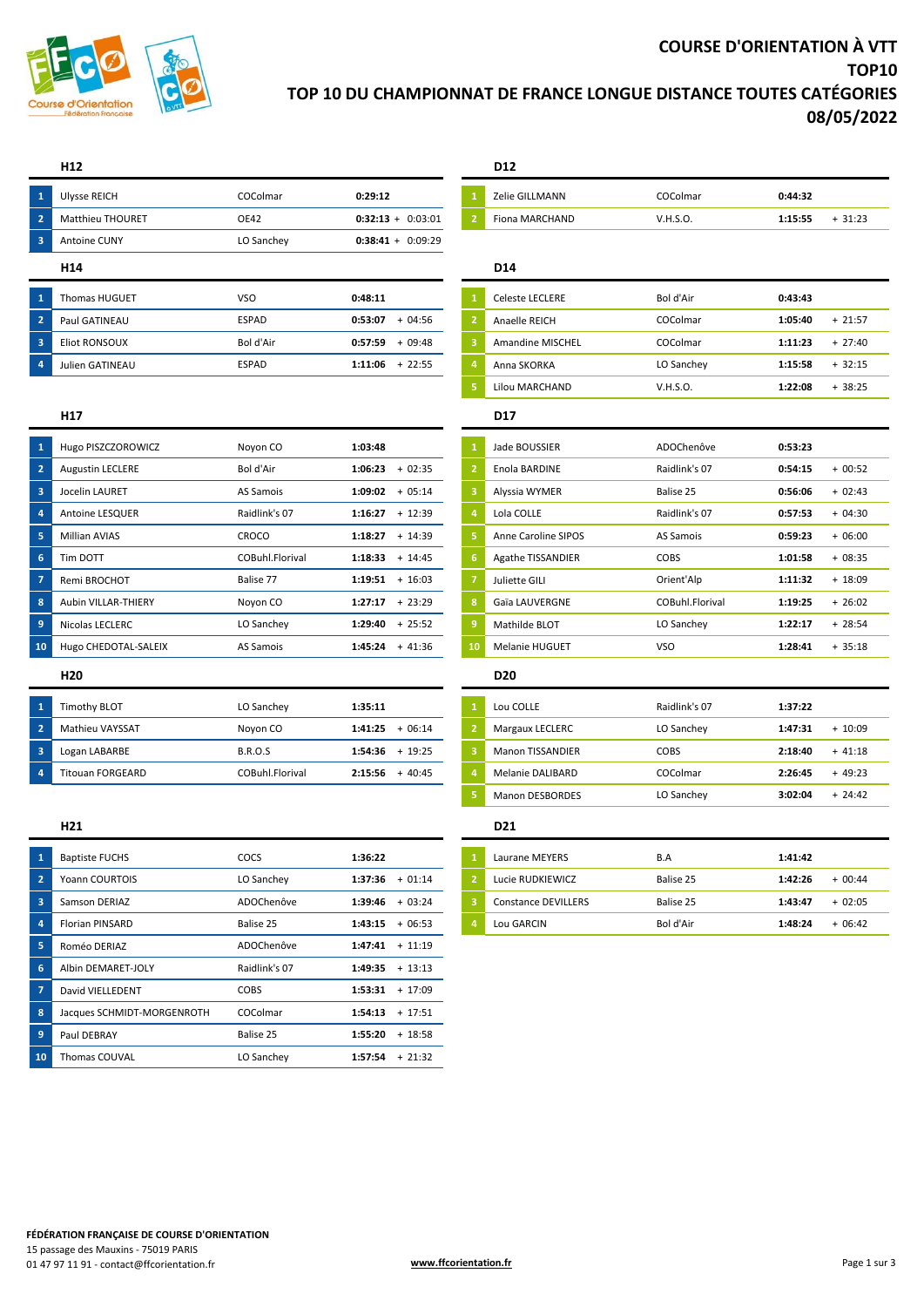# COURSE D'ORIENTATION À VTT
# TOP10
# TOP 10 DU CHAMPIONNAT DE FRANCE LONGUE DISTANCE TOUTES CATÉGORIES
# 08/05/2022

### H12

| | Nom | Club | Temps | Écart |
|---|---|---|---|---|
| 1 | Ulysse REICH | COColmar | 0:29:12 | |
| 2 | Matthieu THOURET | OE42 | 0:32:13 | + 0:03:01 |
| 3 | Antoine CUNY | LO Sanchey | 0:38:41 | + 0:09:29 |

### D12

| | Nom | Club | Temps | Écart |
|---|---|---|---|---|
| 1 | Zelie GILLMANN | COColmar | 0:44:32 | |
| 2 | Fiona MARCHAND | V.H.S.O. | 1:15:55 | + 31:23 |

### H14

| | Nom | Club | Temps | Écart |
|---|---|---|---|---|
| 1 | Thomas HUGUET | VSO | 0:48:11 | |
| 2 | Paul GATINEAU | ESPAD | 0:53:07 | + 04:56 |
| 3 | Eliot RONSOUX | Bol d'Air | 0:57:59 | + 09:48 |
| 4 | Julien GATINEAU | ESPAD | 1:11:06 | + 22:55 |

### D14

| | Nom | Club | Temps | Écart |
|---|---|---|---|---|
| 1 | Celeste LECLERE | Bol d'Air | 0:43:43 | |
| 2 | Anaelle REICH | COColmar | 1:05:40 | + 21:57 |
| 3 | Amandine MISCHEL | COColmar | 1:11:23 | + 27:40 |
| 4 | Anna SKORKA | LO Sanchey | 1:15:58 | + 32:15 |
| 5 | Lilou MARCHAND | V.H.S.O. | 1:22:08 | + 38:25 |

### H17

| | Nom | Club | Temps | Écart |
|---|---|---|---|---|
| 1 | Hugo PISZCZOROWICZ | Noyon CO | 1:03:48 | |
| 2 | Augustin LECLERE | Bol d'Air | 1:06:23 | + 02:35 |
| 3 | Jocelin LAURET | AS Samois | 1:09:02 | + 05:14 |
| 4 | Antoine LESQUER | Raidlink's 07 | 1:16:27 | + 12:39 |
| 5 | Millian AVIAS | CROCO | 1:18:27 | + 14:39 |
| 6 | Tim DOTT | COBuhl.Florival | 1:18:33 | + 14:45 |
| 7 | Remi BROCHOT | Balise 77 | 1:19:51 | + 16:03 |
| 8 | Aubin VILLAR-THIERY | Noyon CO | 1:27:17 | + 23:29 |
| 9 | Nicolas LECLERC | LO Sanchey | 1:29:40 | + 25:52 |
| 10 | Hugo CHEDOTAL-SALEIX | AS Samois | 1:45:24 | + 41:36 |

### D17

| | Nom | Club | Temps | Écart |
|---|---|---|---|---|
| 1 | Jade BOUSSIER | ADOChenôve | 0:53:23 | |
| 2 | Enola BARDINE | Raidlink's 07 | 0:54:15 | + 00:52 |
| 3 | Alyssia WYMER | Balise 25 | 0:56:06 | + 02:43 |
| 4 | Lola COLLE | Raidlink's 07 | 0:57:53 | + 04:30 |
| 5 | Anne Caroline SIPOS | AS Samois | 0:59:23 | + 06:00 |
| 6 | Agathe TISSANDIER | COBS | 1:01:58 | + 08:35 |
| 7 | Juliette GILI | Orient'Alp | 1:11:32 | + 18:09 |
| 8 | Gaïa LAUVERGNE | COBuhl.Florival | 1:19:25 | + 26:02 |
| 9 | Mathilde BLOT | LO Sanchey | 1:22:17 | + 28:54 |
| 10 | Melanie HUGUET | VSO | 1:28:41 | + 35:18 |

### H20

| | Nom | Club | Temps | Écart |
|---|---|---|---|---|
| 1 | Timothy BLOT | LO Sanchey | 1:35:11 | |
| 2 | Mathieu VAYSSAT | Noyon CO | 1:41:25 | + 06:14 |
| 3 | Logan LABARBE | B.R.O.S | 1:54:36 | + 19:25 |
| 4 | Titouan FORGEARD | COBuhl.Florival | 2:15:56 | + 40:45 |

### D20

| | Nom | Club | Temps | Écart |
|---|---|---|---|---|
| 1 | Lou COLLE | Raidlink's 07 | 1:37:22 | |
| 2 | Margaux LECLERC | LO Sanchey | 1:47:31 | + 10:09 |
| 3 | Manon TISSANDIER | COBS | 2:18:40 | + 41:18 |
| 4 | Melanie DALIBARD | COColmar | 2:26:45 | + 49:23 |
| 5 | Manon DESBORDES | LO Sanchey | 3:02:04 | + 24:42 |

### H21

| | Nom | Club | Temps | Écart |
|---|---|---|---|---|
| 1 | Baptiste FUCHS | COCS | 1:36:22 | |
| 2 | Yoann COURTOIS | LO Sanchey | 1:37:36 | + 01:14 |
| 3 | Samson DERIAZ | ADOChenôve | 1:39:46 | + 03:24 |
| 4 | Florian PINSARD | Balise 25 | 1:43:15 | + 06:53 |
| 5 | Roméo DERIAZ | ADOChenôve | 1:47:41 | + 11:19 |
| 6 | Albin DEMARET-JOLY | Raidlink's 07 | 1:49:35 | + 13:13 |
| 7 | David VIELLEDENT | COBS | 1:53:31 | + 17:09 |
| 8 | Jacques SCHMIDT-MORGENROTH | COColmar | 1:54:13 | + 17:51 |
| 9 | Paul DEBRAY | Balise 25 | 1:55:20 | + 18:58 |
| 10 | Thomas COUVAL | LO Sanchey | 1:57:54 | + 21:32 |

### D21

| | Nom | Club | Temps | Écart |
|---|---|---|---|---|
| 1 | Laurane MEYERS | B.A | 1:41:42 | |
| 2 | Lucie RUDKIEWICZ | Balise 25 | 1:42:26 | + 00:44 |
| 3 | Constance DEVILLERS | Balise 25 | 1:43:47 | + 02:05 |
| 4 | Lou GARCIN | Bol d'Air | 1:48:24 | + 06:42 |

**FÉDÉRATION FRANÇAISE DE COURSE D'ORIENTATION**
15 passage des Mauxins - 75019 PARIS
01 47 97 11 91 - contact@ffcorientation.fr

www.ffcorientation.fr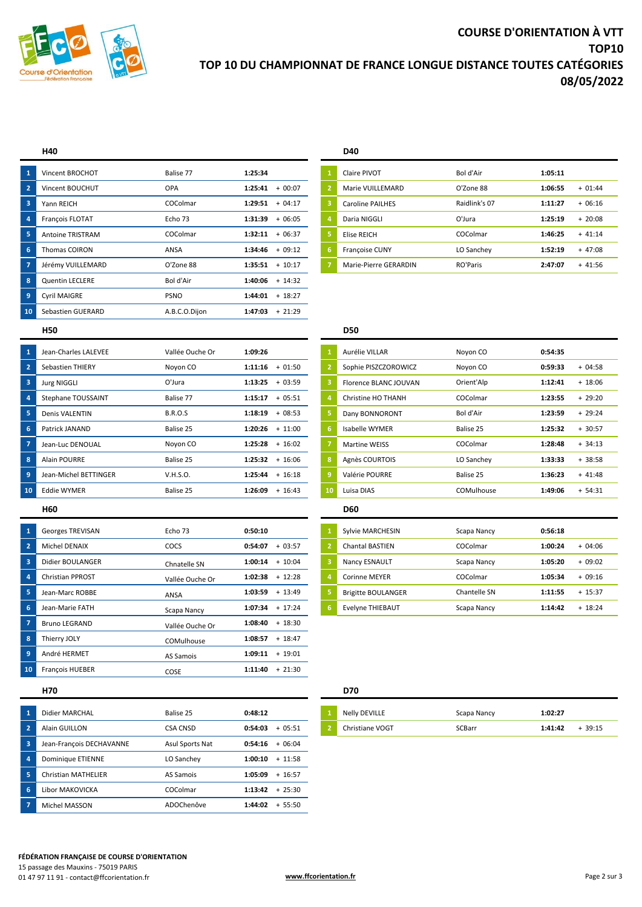# COURSE D'ORIENTATION À VTT
## TOP10
## TOP 10 DU CHAMPIONNAT DE FRANCE LONGUE DISTANCE TOUTES CATÉGORIES
## 08/05/2022

### H40

| | Nom | Club | Temps | Écart |
|---|---|---|---|---|
| 1 | Vincent BROCHOT | Balise 77 | **1:25:34** | |
| 2 | Vincent BOUCHUT | OPA | **1:25:41** | + 00:07 |
| 3 | Yann REICH | COColmar | **1:29:51** | + 04:17 |
| 4 | François FLOTAT | Echo 73 | **1:31:39** | + 06:05 |
| 5 | Antoine TRISTRAM | COColmar | **1:32:11** | + 06:37 |
| 6 | Thomas COIRON | ANSA | **1:34:46** | + 09:12 |
| 7 | Jérémy VUILLEMARD | O'Zone 88 | **1:35:51** | + 10:17 |
| 8 | Quentin LECLERE | Bol d'Air | **1:40:06** | + 14:32 |
| 9 | Cyril MAIGRE | PSNO | **1:44:01** | + 18:27 |
| 10 | Sebastien GUERARD | A.B.C.O.Dijon | **1:47:03** | + 21:29 |

### D40

| | Nom | Club | Temps | Écart |
|---|---|---|---|---|
| 1 | Claire PIVOT | Bol d'Air | **1:05:11** | |
| 2 | Marie VUILLEMARD | O'Zone 88 | **1:06:55** | + 01:44 |
| 3 | Caroline PAILHES | Raidlink's 07 | **1:11:27** | + 06:16 |
| 4 | Daria NIGGLI | O'Jura | **1:25:19** | + 20:08 |
| 5 | Elise REICH | COColmar | **1:46:25** | + 41:14 |
| 6 | Françoise CUNY | LO Sanchey | **1:52:19** | + 47:08 |
| 7 | Marie-Pierre GERARDIN | RO'Paris | **2:47:07** | + 41:56 |

### H50

| | Nom | Club | Temps | Écart |
|---|---|---|---|---|
| 1 | Jean-Charles LALEVEE | Vallée Ouche Or | **1:09:26** | |
| 2 | Sebastien THIERY | Noyon CO | **1:11:16** | + 01:50 |
| 3 | Jurg NIGGLI | O'Jura | **1:13:25** | + 03:59 |
| 4 | Stephane TOUSSAINT | Balise 77 | **1:15:17** | + 05:51 |
| 5 | Denis VALENTIN | B.R.O.S | **1:18:19** | + 08:53 |
| 6 | Patrick JANAND | Balise 25 | **1:20:26** | + 11:00 |
| 7 | Jean-Luc DENOUAL | Noyon CO | **1:25:28** | + 16:02 |
| 8 | Alain POURRE | Balise 25 | **1:25:32** | + 16:06 |
| 9 | Jean-Michel BETTINGER | V.H.S.O. | **1:25:44** | + 16:18 |
| 10 | Eddie WYMER | Balise 25 | **1:26:09** | + 16:43 |

### D50

| | Nom | Club | Temps | Écart |
|---|---|---|---|---|
| 1 | Aurélie VILLAR | Noyon CO | **0:54:35** | |
| 2 | Sophie PISZCZOROWICZ | Noyon CO | **0:59:33** | + 04:58 |
| 3 | Florence BLANC JOUVAN | Orient'Alp | **1:12:41** | + 18:06 |
| 4 | Christine HO THANH | COColmar | **1:23:55** | + 29:20 |
| 5 | Dany BONNORONT | Bol d'Air | **1:23:59** | + 29:24 |
| 6 | Isabelle WYMER | Balise 25 | **1:25:32** | + 30:57 |
| 7 | Martine WEISS | COColmar | **1:28:48** | + 34:13 |
| 8 | Agnès COURTOIS | LO Sanchey | **1:33:33** | + 38:58 |
| 9 | Valérie POURRE | Balise 25 | **1:36:23** | + 41:48 |
| 10 | Luisa DIAS | COMulhouse | **1:49:06** | + 54:31 |

### H60

| | Nom | Club | Temps | Écart |
|---|---|---|---|---|
| 1 | Georges TREVISAN | Echo 73 | **0:50:10** | |
| 2 | Michel DENAIX | COCS | **0:54:07** | + 03:57 |
| 3 | Didier BOULANGER | Chnatelle SN | **1:00:14** | + 10:04 |
| 4 | Christian PPROST | Vallée Ouche Or | **1:02:38** | + 12:28 |
| 5 | Jean-Marc ROBBE | ANSA | **1:03:59** | + 13:49 |
| 6 | Jean-Marie FATH | Scapa Nancy | **1:07:34** | + 17:24 |
| 7 | Bruno LEGRAND | Vallée Ouche Or | **1:08:40** | + 18:30 |
| 8 | Thierry JOLY | COMulhouse | **1:08:57** | + 18:47 |
| 9 | André HERMET | AS Samois | **1:09:11** | + 19:01 |
| 10 | François HUEBER | COSE | **1:11:40** | + 21:30 |

### D60

| | Nom | Club | Temps | Écart |
|---|---|---|---|---|
| 1 | Sylvie MARCHESIN | Scapa Nancy | **0:56:18** | |
| 2 | Chantal BASTIEN | COColmar | **1:00:24** | + 04:06 |
| 3 | Nancy ESNAULT | Scapa Nancy | **1:05:20** | + 09:02 |
| 4 | Corinne MEYER | COColmar | **1:05:34** | + 09:16 |
| 5 | Brigitte BOULANGER | Chantelle SN | **1:11:55** | + 15:37 |
| 6 | Evelyne THIEBAUT | Scapa Nancy | **1:14:42** | + 18:24 |

### H70

| | Nom | Club | Temps | Écart |
|---|---|---|---|---|
| 1 | Didier MARCHAL | Balise 25 | **0:48:12** | |
| 2 | Alain GUILLON | CSA CNSD | **0:54:03** | + 05:51 |
| 3 | Jean-François DECHAVANNE | Asul Sports Nat | **0:54:16** | + 06:04 |
| 4 | Dominique ETIENNE | LO Sanchey | **1:00:10** | + 11:58 |
| 5 | Christian MATHELIER | AS Samois | **1:05:09** | + 16:57 |
| 6 | Libor MAKOVICKA | COColmar | **1:13:42** | + 25:30 |
| 7 | Michel MASSON | ADOChenôve | **1:44:02** | + 55:50 |

### D70

| | Nom | Club | Temps | Écart |
|---|---|---|---|---|
| 1 | Nelly DEVILLE | Scapa Nancy | **1:02:27** | |
| 2 | Christiane VOGT | SCBarr | **1:41:42** | + 39:15 |

**FÉDÉRATION FRANÇAISE DE COURSE D'ORIENTATION**
15 passage des Mauxins - 75019 PARIS
01 47 97 11 91 - contact@ffcorientation.fr

www.ffcorientation.fr